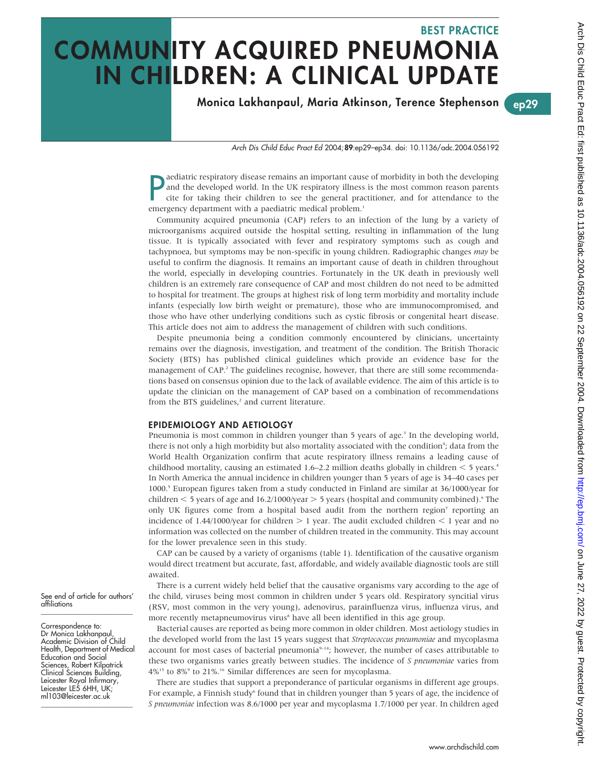BEST PRACTICE

# COMMUNITY ACQUIRED PNEUMONIA IN CHILDREN: A CLINICAL UPDATE

**Monica Lakhanpaul, Maria Atkinson, Terence Stephenson**

Arch Dis Child Educ Pract Ed 2004;**89**:ep29–ep34. doi: 10.1136/adc.2004.056192

Paediatric respiratory disease remains an important cause of morbidity in both the developing and the developed world. In the UK respiratory illness is the most common reason parents cite for taking their children to see the general practitioner, and for attendance to the emergency department with a paediatric medical problem.[1]

Community acquired pneumonia (CAP) refers to an infection of the lung by a variety of microorganisms acquired outside the hospital setting, resulting in inflammation of the lung tissue. It is typically associated with fever and respiratory symptoms such as cough and tachypnoea, but symptoms may be non-specific in young children. Radiographic changes *may* be useful to confirm the diagnosis. It remains an important cause of death in children throughout the world, especially in developing countries. Fortunately in the UK death in previously well children is an extremely rare consequence of CAP and most children do not need to be admitted to hospital for treatment. The groups at highest risk of long term morbidity and mortality include infants (especially low birth weight or premature), those who are immunocompromised, and those who have other underlying conditions such as cystic fibrosis or congenital heart disease. This article does not aim to address the management of children with such conditions.

Despite pneumonia being a condition commonly encountered by clinicians, uncertainty remains over the diagnosis, investigation, and treatment of the condition. The British Thoracic Society (BTS) has published clinical guidelines which provide an evidence base for the management of CAP.[2] The guidelines recognise, however, that there are still some recommendations based on consensus opinion due to the lack of available evidence. The aim of this article is to update the clinician on the management of CAP based on a combination of recommendations from the BTS guidelines,[2] and current literature.

## EPIDEMIOLOGY AND AETIOLOGY

Pneumonia is most common in children younger than 5 years of age.[3] In the developing world, there is not only a high morbidity but also mortality associated with the condition[4]; data from the World Health Organization confirm that acute respiratory illness remains a leading cause of childhood mortality, causing an estimated 1.6–2.2 million deaths globally in children < 5 years.[4] In North America the annual incidence in children younger than 5 years of age is 34–40 cases per 1000.[5] European figures taken from a study conducted in Finland are similar at 36/1000/year for children < 5 years of age and 16.2/1000/year > 5 years (hospital and community combined).[6] The only UK figures come from a hospital based audit from the northern region[7] reporting an incidence of 1.44/1000/year for children > 1 year. The audit excluded children < 1 year and no information was collected on the number of children treated in the community. This may account for the lower prevalence seen in this study.

CAP can be caused by a variety of organisms (table 1). Identification of the causative organism would direct treatment but accurate, fast, affordable, and widely available diagnostic tools are still awaited.

There is a current widely held belief that the causative organisms vary according to the age of the child, viruses being most common in children under 5 years old. Respiratory syncitial virus (RSV, most common in the very young), adenovirus, parainfluenza virus, influenza virus, and more recently metapneumovirus virus[8] have all been identified in this age group.

Bacterial causes are reported as being more common in older children. Most aetiology studies in the developed world from the last 15 years suggest that *Streptococcus pneumoniae* and mycoplasma account for most cases of bacterial pneumonia[9–14]; however, the number of cases attributable to these two organisms varies greatly between studies. The incidence of *S pneumoniae* varies from 4%[15] to 8%[9] to 21%.[16] Similar differences are seen for mycoplasma.

There are studies that support a preponderance of particular organisms in different age groups. For example, a Finnish study[6] found that in children younger than 5 years of age, the incidence of *S pneumoniae* infection was 8.6/1000 per year and mycoplasma 1.7/1000 per year. In children aged

See end of article for authors' affiliations

Correspondence to: Dr Monica Lakhanpaul, Academic Division of Child Health, Department of Medical Education and Social Sciences, Robert Kilpatrick Clinical Sciences Building, Leicester Royal Infirmary, Leicester LE5 6HH, UK; ml103@leicester.ac.uk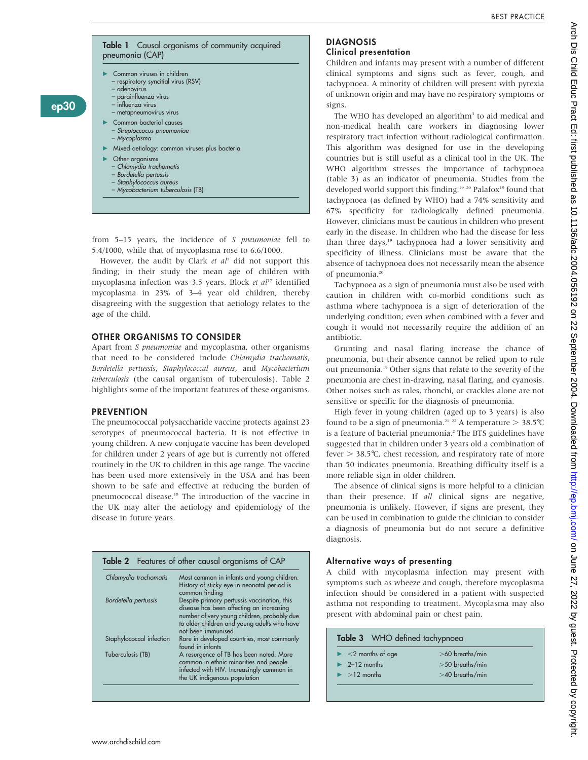**Table 1** Causal organisms of community acquired pneumonia (CAP)

- Common viruses in children
  - respiratory syncitial virus (RSV)
  - adenovirus
  - parainfluenza virus
  - influenza virus
  - metapneumovirus virus
- Common bacterial causes
  - *Streptoccocus pneumoniae*
  - *Mycoplasma*
- Mixed aetiology: common viruses plus bacteria
- Other organisms
  - *Chlamydia trachomatis*
  - *Bordetella pertussis*
  - *Staphylococcus aureus*
  - *Mycobacterium tuberculosis* (TB)

from 5–15 years, the incidence of *S pneumoniae* fell to 5.4/1000, while that of mycoplasma rose to 6.6/1000.

However, the audit by Clark *et al*[7] did not support this finding; in their study the mean age of children with mycoplasma infection was 3.5 years. Block *et al*[17] identified mycoplasma in 23% of 3–4 year old children, thereby disagreeing with the suggestion that aetiology relates to the age of the child.

## OTHER ORGANISMS TO CONSIDER

Apart from *S pneumoniae* and mycoplasma, other organisms that need to be considered include *Chlamydia trachomatis*, *Bordetella pertussis*, *Staphylococcal aureus*, and *Mycobacterium tuberculosis* (the causal organism of tuberculosis). Table 2 highlights some of the important features of these organisms.

## PREVENTION

The pneumococcal polysaccharide vaccine protects against 23 serotypes of pneumococcal bacteria. It is not effective in young children. A new conjugate vaccine has been developed for children under 2 years of age but is currently not offered routinely in the UK to children in this age range. The vaccine has been used more extensively in the USA and has been shown to be safe and effective at reducing the burden of pneumococcal disease.[18] The introduction of the vaccine in the UK may alter the aetiology and epidemiology of the disease in future years.

**Table 2** Features of other causal organisms of CAP

| | |
|---|---|
| *Chlamydia trachomatis* | Most common in infants and young children. History of sticky eye in neonatal period is common finding |
| *Bordetella pertussis* | Despite primary pertussis vaccination, this disease has been affecting an increasing number of very young children, probably due to older children and young adults who have not been immunised |
| Staphylococcal infection | Rare in developed countries, most commonly found in infants |
| Tuberculosis (TB) | A resurgence of TB has been noted. More common in ethnic minorities and people infected with HIV. Increasingly common in the UK indigenous population |

## DIAGNOSIS

### Clinical presentation

Children and infants may present with a number of different clinical symptoms and signs such as fever, cough, and tachypnoea. A minority of children will present with pyrexia of unknown origin and may have no respiratory symptoms or signs.

The WHO has developed an algorithm[3] to aid medical and non-medical health care workers in diagnosing lower respiratory tract infection without radiological confirmation. This algorithm was designed for use in the developing countries but is still useful as a clinical tool in the UK. The WHO algorithm stresses the importance of tachypnoea (table 3) as an indicator of pneumonia. Studies from the developed world support this finding.[19 20] Palafox[19] found that tachypnoea (as defined by WHO) had a 74% sensitivity and 67% specificity for radiologically defined pneumonia. However, clinicians must be cautious in children who present early in the disease. In children who had the disease for less than three days,[19] tachypnoea had a lower sensitivity and specificity of illness. Clinicians must be aware that the absence of tachypnoea does not necessarily mean the absence of pneumonia.[20]

Tachypnoea as a sign of pneumonia must also be used with caution in children with co-morbid conditions such as asthma where tachypnoea is a sign of deterioration of the underlying condition; even when combined with a fever and cough it would not necessarily require the addition of an antibiotic.

Grunting and nasal flaring increase the chance of pneumonia, but their absence cannot be relied upon to rule out pneumonia.[19] Other signs that relate to the severity of the pneumonia are chest in-drawing, nasal flaring, and cyanosis. Other noises such as rales, rhonchi, or crackles alone are not sensitive or specific for the diagnosis of pneumonia.

High fever in young children (aged up to 3 years) is also found to be a sign of pneumonia.[21 22] A temperature > 38.5℃ is a feature of bacterial pneumonia.[2] The BTS guidelines have suggested that in children under 3 years old a combination of fever > 38.5℃, chest recession, and respiratory rate of more than 50 indicates pneumonia. Breathing difficulty itself is a more reliable sign in older children.

The absence of clinical signs is more helpful to a clinician than their presence. If *all* clinical signs are negative, pneumonia is unlikely. However, if signs are present, they can be used in combination to guide the clinician to consider a diagnosis of pneumonia but do not secure a definitive diagnosis.

### Alternative ways of presenting

A child with mycoplasma infection may present with symptoms such as wheeze and cough, therefore mycoplasma infection should be considered in a patient with suspected asthma not responding to treatment. Mycoplasma may also present with abdominal pain or chest pain.

**Table 3** WHO defined tachypnoea

| | |
|---|---|
| <2 months of age | >60 breaths/min |
| 2–12 months | >50 breaths/min |
| >12 months | >40 breaths/min |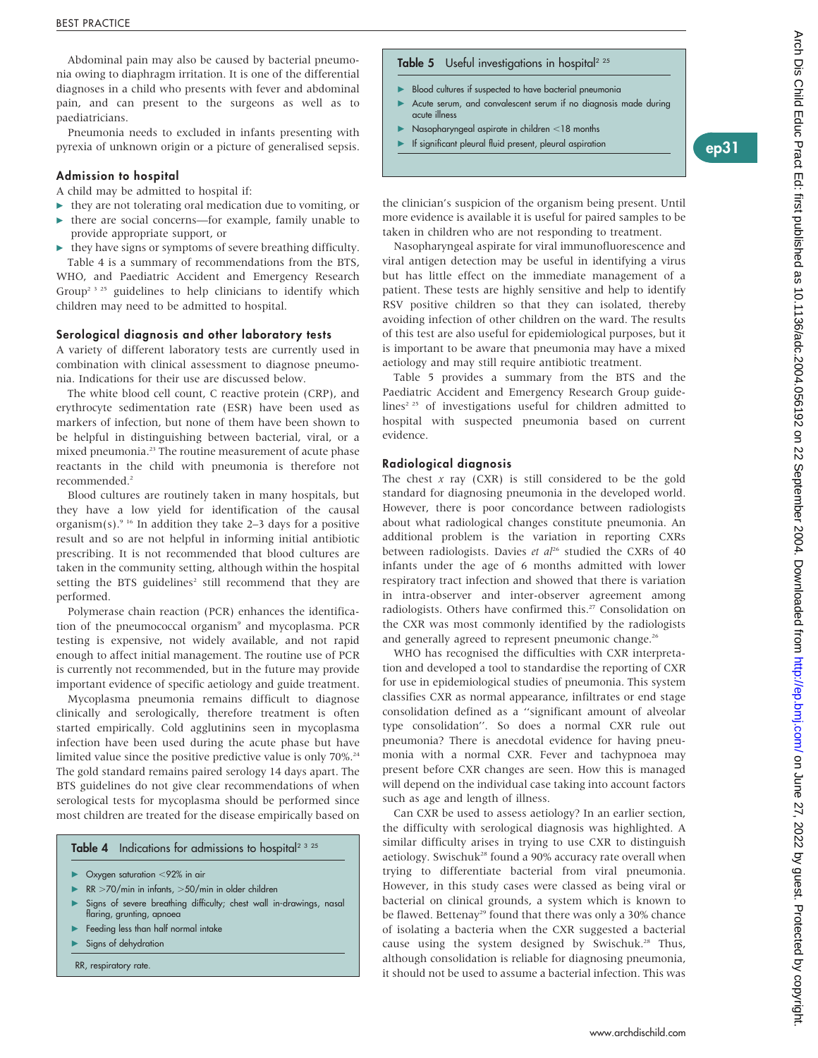Abdominal pain may also be caused by bacterial pneumonia owing to diaphragm irritation. It is one of the differential diagnoses in a child who presents with fever and abdominal pain, and can present to the surgeons as well as to paediatricians.

Pneumonia needs to excluded in infants presenting with pyrexia of unknown origin or a picture of generalised sepsis.

### Admission to hospital

A child may be admitted to hospital if:

- they are not tolerating oral medication due to vomiting, or
- there are social concerns—for example, family unable to provide appropriate support, or
- they have signs or symptoms of severe breathing difficulty.

Table 4 is a summary of recommendations from the BTS, WHO, and Paediatric Accident and Emergency Research Group[2 3 25] guidelines to help clinicians to identify which children may need to be admitted to hospital.

### Serological diagnosis and other laboratory tests

A variety of different laboratory tests are currently used in combination with clinical assessment to diagnose pneumonia. Indications for their use are discussed below.

The white blood cell count, C reactive protein (CRP), and erythrocyte sedimentation rate (ESR) have been used as markers of infection, but none of them have been shown to be helpful in distinguishing between bacterial, viral, or a mixed pneumonia.[23] The routine measurement of acute phase reactants in the child with pneumonia is therefore not recommended.[2]

Blood cultures are routinely taken in many hospitals, but they have a low yield for identification of the causal organism(s).[9 16] In addition they take 2–3 days for a positive result and so are not helpful in informing initial antibiotic prescribing. It is not recommended that blood cultures are taken in the community setting, although within the hospital setting the BTS guidelines[2] still recommend that they are performed.

Polymerase chain reaction (PCR) enhances the identification of the pneumococcal organism[9] and mycoplasma. PCR testing is expensive, not widely available, and not rapid enough to affect initial management. The routine use of PCR is currently not recommended, but in the future may provide important evidence of specific aetiology and guide treatment.

Mycoplasma pneumonia remains difficult to diagnose clinically and serologically, therefore treatment is often started empirically. Cold agglutinins seen in mycoplasma infection have been used during the acute phase but have limited value since the positive predictive value is only 70%.[24] The gold standard remains paired serology 14 days apart. The BTS guidelines do not give clear recommendations of when serological tests for mycoplasma should be performed since most children are treated for the disease empirically based on the clinician's suspicion of the organism being present. Until more evidence is available it is useful for paired samples to be taken in children who are not responding to treatment.

**Table 4** Indications for admissions to hospital[2 3 25]

- Oxygen saturation <92% in air
- RR >70/min in infants, >50/min in older children
- Signs of severe breathing difficulty; chest wall in-drawings, nasal flaring, grunting, apnoea
- Feeding less than half normal intake
- Signs of dehydration

RR, respiratory rate.

**Table 5** Useful investigations in hospital[2 25]

- Blood cultures if suspected to have bacterial pneumonia
- Acute serum, and convalescent serum if no diagnosis made during acute illness
- Nasopharyngeal aspirate in children <18 months
- If significant pleural fluid present, pleural aspiration

Nasopharyngeal aspirate for viral immunofluorescence and viral antigen detection may be useful in identifying a virus but has little effect on the immediate management of a patient. These tests are highly sensitive and help to identify RSV positive children so that they can isolated, thereby avoiding infection of other children on the ward. The results of this test are also useful for epidemiological purposes, but it is important to be aware that pneumonia may have a mixed aetiology and may still require antibiotic treatment.

Table 5 provides a summary from the BTS and the Paediatric Accident and Emergency Research Group guidelines[2 25] of investigations useful for children admitted to hospital with suspected pneumonia based on current evidence.

### Radiological diagnosis

The chest *x* ray (CXR) is still considered to be the gold standard for diagnosing pneumonia in the developed world. However, there is poor concordance between radiologists about what radiological changes constitute pneumonia. An additional problem is the variation in reporting CXRs between radiologists. Davies *et al*[26] studied the CXRs of 40 infants under the age of 6 months admitted with lower respiratory tract infection and showed that there is variation in intra-observer and inter-observer agreement among radiologists. Others have confirmed this.[27] Consolidation on the CXR was most commonly identified by the radiologists and generally agreed to represent pneumonic change.[26]

WHO has recognised the difficulties with CXR interpretation and developed a tool to standardise the reporting of CXR for use in epidemiological studies of pneumonia. This system classifies CXR as normal appearance, infiltrates or end stage consolidation defined as a "significant amount of alveolar type consolidation". So does a normal CXR rule out pneumonia? There is anecdotal evidence for having pneumonia with a normal CXR. Fever and tachypnoea may present before CXR changes are seen. How this is managed will depend on the individual case taking into account factors such as age and length of illness.

Can CXR be used to assess aetiology? In an earlier section, the difficulty with serological diagnosis was highlighted. A similar difficulty arises in trying to use CXR to distinguish aetiology. Swischuk[28] found a 90% accuracy rate overall when trying to differentiate bacterial from viral pneumonia. However, in this study cases were classed as being viral or bacterial on clinical grounds, a system which is known to be flawed. Bettenay[29] found that there was only a 30% chance of isolating a bacteria when the CXR suggested a bacterial cause using the system designed by Swischuk.[28] Thus, although consolidation is reliable for diagnosing pneumonia, it should not be used to assume a bacterial infection. This was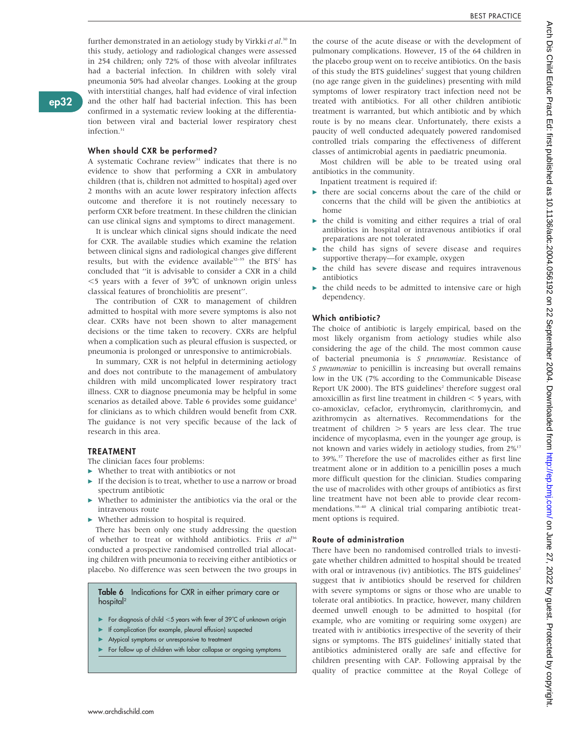further demonstrated in an aetiology study by Virkki *et al*.[30] In this study, aetiology and radiological changes were assessed in 254 children; only 72% of those with alveolar infiltrates had a bacterial infection. In children with solely viral pneumonia 50% had alveolar changes. Looking at the group with interstitial changes, half had evidence of viral infection and the other half had bacterial infection. This has been confirmed in a systematic review looking at the differentiation between viral and bacterial lower respiratory chest infection.[31]

### When should CXR be performed?

A systematic Cochrane review[31] indicates that there is no evidence to show that performing a CXR in ambulatory children (that is, children not admitted to hospital) aged over 2 months with an acute lower respiratory infection affects outcome and therefore it is not routinely necessary to perform CXR before treatment. In these children the clinician can use clinical signs and symptoms to direct management.

It is unclear which clinical signs should indicate the need for CXR. The available studies which examine the relation between clinical signs and radiological changes give different results, but with the evidence available[32–35] the BTS[2] has concluded that "it is advisable to consider a CXR in a child <5 years with a fever of 39°C of unknown origin unless classical features of bronchiolitis are present".

The contribution of CXR to management of children admitted to hospital with more severe symptoms is also not clear. CXRs have not been shown to alter management decisions or the time taken to recovery. CXRs are helpful when a complication such as pleural effusion is suspected, or pneumonia is prolonged or unresponsive to antimicrobials.

In summary, CXR is not helpful in determining aetiology and does not contribute to the management of ambulatory children with mild uncomplicated lower respiratory tract illness. CXR to diagnose pneumonia may be helpful in some scenarios as detailed above. Table 6 provides some guidance[2] for clinicians as to which children would benefit from CXR. The guidance is not very specific because of the lack of research in this area.

**Table 6** Indications for CXR in either primary care or hospital[2]

- For diagnosis of child <5 years with fever of 39°C of unknown origin
- If complication (for example, pleural effusion) suspected
- Atypical symptoms or unresponsive to treatment
- For follow up of children with lobar collapse or ongoing symptoms

## TREATMENT

The clinician faces four problems:

- Whether to treat with antibiotics or not
- If the decision is to treat, whether to use a narrow or broad spectrum antibiotic
- Whether to administer the antibiotics via the oral or the intravenous route
- Whether admission to hospital is required.

There has been only one study addressing the question of whether to treat or withhold antibiotics. Friis *et al*[36] conducted a prospective randomised controlled trial allocating children with pneumonia to receiving either antibiotics or placebo. No difference was seen between the two groups in the course of the acute disease or with the development of pulmonary complications. However, 15 of the 64 children in the placebo group went on to receive antibiotics. On the basis of this study the BTS guidelines[2] suggest that young children (no age range given in the guidelines) presenting with mild symptoms of lower respiratory tract infection need not be treated with antibiotics. For all other children antibiotic treatment is warranted, but which antibiotic and by which route is by no means clear. Unfortunately, there exists a paucity of well conducted adequately powered randomised controlled trials comparing the effectiveness of different classes of antimicrobial agents in paediatric pneumonia.

Most children will be able to be treated using oral antibiotics in the community.

Inpatient treatment is required if:

- there are social concerns about the care of the child or concerns that the child will be given the antibiotics at home
- the child is vomiting and either requires a trial of oral antibiotics in hospital or intravenous antibiotics if oral preparations are not tolerated
- the child has signs of severe disease and requires supportive therapy—for example, oxygen
- the child has severe disease and requires intravenous antibiotics
- the child needs to be admitted to intensive care or high dependency.

### Which antibiotic?

The choice of antibiotic is largely empirical, based on the most likely organism from aetiology studies while also considering the age of the child. The most common cause of bacterial pneumonia is *S pneumoniae*. Resistance of *S pneumoniae* to penicillin is increasing but overall remains low in the UK (7% according to the Communicable Disease Report UK 2000). The BTS guidelines[2] therefore suggest oral amoxicillin as first line treatment in children < 5 years, with co-amoxiclav, cefaclor, erythromycin, clarithromycin, and azithromycin as alternatives. Recommendations for the treatment of children > 5 years are less clear. The true incidence of mycoplasma, even in the younger age group, is not known and varies widely in aetiology studies, from 2%[17] to 39%.[37] Therefore the use of macrolides either as first line treatment alone or in addition to a penicillin poses a much more difficult question for the clinician. Studies comparing the use of macrolides with other groups of antibiotics as first line treatment have not been able to provide clear recommendations.[38–40] A clinical trial comparing antibiotic treatment options is required.

### Route of administration

There have been no randomised controlled trials to investigate whether children admitted to hospital should be treated with oral or intravenous (iv) antibiotics. The BTS guidelines[2] suggest that iv antibiotics should be reserved for children with severe symptoms or signs or those who are unable to tolerate oral antibiotics. In practice, however, many children deemed unwell enough to be admitted to hospital (for example, who are vomiting or requiring some oxygen) are treated with iv antibiotics irrespective of the severity of their signs or symptoms. The BTS guidelines[2] initially stated that antibiotics administered orally are safe and effective for children presenting with CAP. Following appraisal by the quality of practice committee at the Royal College of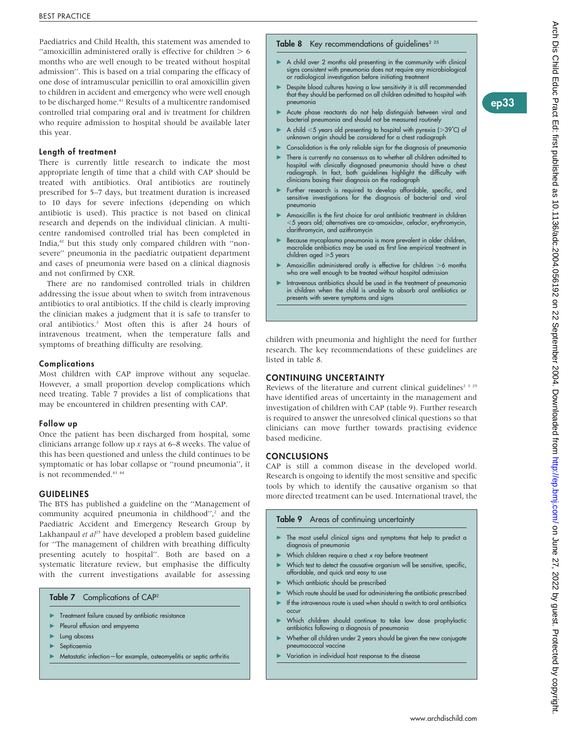Paediatrics and Child Health, this statement was amended to "amoxicillin administered orally is effective for children > 6 months who are well enough to be treated without hospital admission". This is based on a trial comparing the efficacy of one dose of intramuscular penicillin to oral amoxicillin given to children in accident and emergency who were well enough to be discharged home.[41] Results of a multicentre randomised controlled trial comparing oral and iv treatment for children who require admission to hospital should be available later this year.

### Length of treatment

There is currently little research to indicate the most appropriate length of time that a child with CAP should be treated with antibiotics. Oral antibiotics are routinely prescribed for 5–7 days, but treatment duration is increased to 10 days for severe infections (depending on which antibiotic is used). This practice is not based on clinical research and depends on the individual clinician. A multicentre randomised controlled trial has been completed in India,[42] but this study only compared children with "non-severe" pneumonia in the paediatric outpatient department and cases of pneumonia were based on a clinical diagnosis and not confirmed by CXR.

There are no randomised controlled trials in children addressing the issue about when to switch from intravenous antibiotics to oral antibiotics. If the child is clearly improving the clinician makes a judgment that it is safe to transfer to oral antibiotics.[2] Most often this is after 24 hours of intravenous treatment, when the temperature falls and symptoms of breathing difficulty are resolving.

### Complications

Most children with CAP improve without any sequelae. However, a small proportion develop complications which need treating. Table 7 provides a list of complications that may be encountered in children presenting with CAP.

### Follow up

Once the patient has been discharged from hospital, some clinicians arrange follow up *x* rays at 6–8 weeks. The value of this has been questioned and unless the child continues to be symptomatic or has lobar collapse or "round pneumonia", it is not recommended.[43 44]

## GUIDELINES

The BTS has published a guideline on the "Management of community acquired pneumonia in childhood",[2] and the Paediatric Accident and Emergency Research Group by Lakhanpaul *et al*[25] have developed a problem based guideline for "The management of children with breathing difficulty presenting acutely to hospital". Both are based on a systematic literature review, but emphasise the difficulty with the current investigations available for assessing children with pneumonia and highlight the need for further research. The key recommendations of these guidelines are listed in table 8.

**Table 7** Complications of CAP[2]

- Treatment failure caused by antibiotic resistance
- Pleural effusion and empyema
- Lung abscess
- Septicaemia
- Metastatic infection—for example, osteomyelitis or septic arthritis

**Table 8** Key recommendations of guidelines[2 25]

- A child over 2 months old presenting in the community with clinical signs consistent with pneumonia does not require any microbiological or radiological investigation before initiating treatment
- Despite blood cultures having a low sensitivity it is still recommended that they should be performed on all children admitted to hospital with pneumonia
- Acute phase reactants do not help distinguish between viral and bacterial pneumonia and should not be measured routinely
- A child <5 years old presenting to hospital with pyrexia (>39°C) of unknown origin should be *considered* for a chest radiograph
- Consolidation is the only reliable sign for the diagnosis of pneumonia
- There is currently no consensus as to whether all children admitted to hospital with clinically diagnosed pneumonia should have a chest radiograph. In fact, both guidelines highlight the difficulty with clinicians basing their diagnosis on the radiograph
- Further research is required to develop affordable, specific, and sensitive investigations for the diagnosis of bacterial and viral pneumonia
- Amoxicillin is the first choice for oral antibiotic treatment in children <5 years old; alternatives are co-amoxiclav, cefaclor, erythromycin, clarithromycin, and azithromycin
- Because mycoplasma pneumonia is more prevalent in older children, macrolide antibiotics may be used as first line empirical treatment in children aged ⩾5 years
- Amoxicillin administered orally is effective for children >6 months who are well enough to be treated without hospital admission
- Intravenous antibiotics should be used in the treatment of pneumonia in children when the child is unable to absorb oral antibiotics or presents with severe symptoms and signs

## CONTINUING UNCERTAINTY

Reviews of the literature and current clinical guidelines[2 3 25] have identified areas of uncertainty in the management and investigation of children with CAP (table 9). Further research is required to answer the unresolved clinical questions so that clinicians can move further towards practising evidence based medicine.

## CONCLUSIONS

CAP is still a common disease in the developed world. Research is ongoing to identify the most sensitive and specific tools by which to identify the causative organism so that more directed treatment can be used. International travel, the

**Table 9** Areas of continuing uncertainty

- The most useful clinical signs and symptoms that help to predict a diagnosis of pneumonia
- Which children require a chest *x* ray before treatment
- Which test to detect the causative organism will be sensitive, specific, affordable, and quick and easy to use
- Which antibiotic should be prescribed
- Which route should be used for administering the antibiotic prescribed
- If the intravenous route is used when should a switch to oral antibiotics occur
- Which children should continue to take low dose prophylactic antibiotics following a diagnosis of pneumonia
- Whether all children under 2 years should be given the new conjugate pneumococcal vaccine
- Variation in individual host response to the disease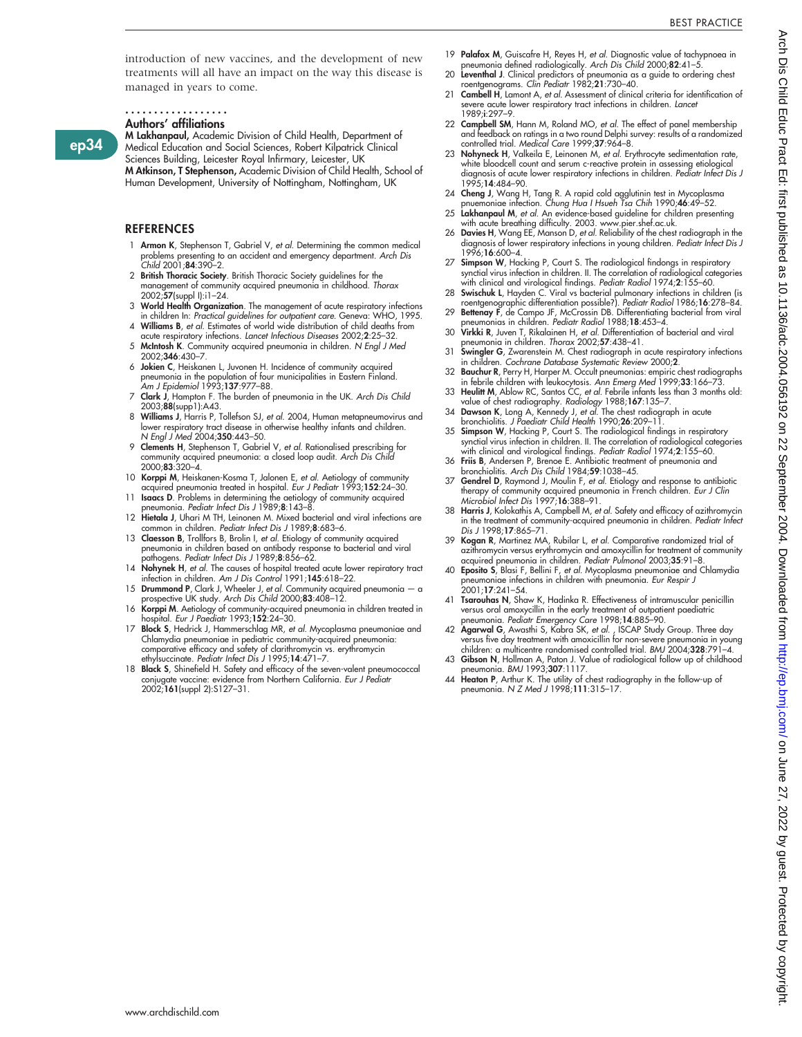introduction of new vaccines, and the development of new treatments will all have an impact on the way this disease is managed in years to come.

### Authors' affiliations

**M Lakhanpaul,** Academic Division of Child Health, Department of Medical Education and Social Sciences, Robert Kilpatrick Clinical Sciences Building, Leicester Royal Infirmary, Leicester, UK
**M Atkinson, T Stephenson,** Academic Division of Child Health, School of Human Development, University of Nottingham, Nottingham, UK

## REFERENCES

1. **Armon K**, Stephenson T, Gabriel V, *et al.* Determining the common medical problems presenting to an accident and emergency department. *Arch Dis Child* 2001;**84**:390–2.
2. **British Thoracic Society**. British Thoracic Society guidelines for the management of community acquired pneumonia in childhood. *Thorax* 2002;**57**(suppl I):i1–24.
3. **World Health Organization**. The management of acute respiratory infections in children In: *Practical guidelines for outpatient care*. Geneva: WHO, 1995.
4. **Williams B**, *et al.* Estimates of world wide distribution of child deaths from acute respiratory infections. *Lancet Infectious Diseases* 2002;**2**:25–32.
5. **McIntosh K**. Community acquired pneumonia in children. *N Engl J Med* 2002;**346**:430–7.
6. **Jokien C**, Heiskanen L, Juvonen H. Incidence of community acquired pneumonia in the population of four municipalities in Eastern Finland. *Am J Epidemiol* 1993;**137**:977–88.
7. **Clark J**, Hampton F. The burden of pneumonia in the UK. *Arch Dis Child* 2003;**88**(supp1):A43.
8. **Williams J**, Harris P, Tollefson SJ, *et al.* 2004, Human metapneumovirus and lower respiratory tract disease in otherwise healthy infants and children. *N Engl J Med* 2004;**350**:443–50.
9. **Clements H**, Stephenson T, Gabriel V, *et al.* Rationalised prescribing for community acquired pneumonia: a closed loop audit. *Arch Dis Child* 2000;**83**:320–4.
10. **Korppi M**, Heiskanen-Kosma T, Jalonen E, *et al.* Aetiology of community acquired pneumonia treated in hospital. *Eur J Pediatr* 1993;**152**:24–30.
11. **Isaacs D**. Problems in determining the aetiology of community acquired pneumonia. *Pediatr Infect Dis J* 1989;**8**:143–8.
12. **Hietala J**, Uhari M TH, Leinonen M. Mixed bacterial and viral infections are common in children. *Pediatr Infect Dis J* 1989;**8**:683–6.
13. **Claesson B**, Trollfors B, Brolin I, *et al.* Etiology of community acquired pneumonia in children based on antibody response to bacterial and viral pathogens. *Pediatr Infect Dis J* 1989;**8**:856–62.
14. **Nohynek H**, *et al.* The causes of hospital treated acute lower repiratory tract infection in children. *Am J Dis Control* 1991;**145**:618–22.
15. **Drummond P**, Clark J, Wheeler J, *et al.* Community acquired pneumonia — a prospective UK study. *Arch Dis Child* 2000;**83**:408–12.
16. **Korppi M**. Aetiology of community-acquired pneumonia in children treated in hospital. *Eur J Paediatr* 1993;**152**:24–30.
17. **Block S**, Hedrick J, Hammerschlag MR, *et al.* Mycoplasma pneumoniae and Chlamydia pneumoniae in pediatric community-acquired pneumonia: comparative efficacy and safety of clarithromycin vs. erythromycin ethylsuccinate. *Pediatr Infect Dis J* 1995;**14**:471–7.
18. **Black S**, Shinefield H. Safety and efficacy of the seven-valent pneumococcal conjugate vaccine: evidence from Northern California. *Eur J Pediatr* 2002;**161**(suppl 2):S127–31.
19. **Palafox M**, Guiscafre H, Reyes H, *et al.* Diagnostic value of tachypnoea in pneumonia defined radiologically. *Arch Dis Child* 2000;**82**:41–5.
20. **Leventhal J**. Clinical predictors of pneumonia as a guide to ordering chest roentgenograms. *Clin Pediatr* 1982;**21**:730–40.
21. **Cambell H**, Lamont A, *et al.* Assessment of clinical criteria for identification of severe acute lower respiratory tract infections in children. *Lancet* 1989;**i**:297–9.
22. **Campbell SM**, Hann M, Roland MO, *et al.* The effect of panel membership and feedback on ratings in a two round Delphi survey: results of a randomized controlled trial. *Medical Care* 1999;**37**:964–8.
23. **Nohyneck H**, Valkeila E, Leinonen M, *et al.* Erythrocyte sedimentation rate, white bloodcell count and serum c-reactive protein in assessing etiological diagnosis of acute lower respiratory infections in children. *Pediatr Infect Dis J* 1995;**14**:484–90.
24. **Cheng J**, Wang H, Tang R. A rapid cold agglutinin test in Mycoplasma pnuemoniae infection. *Chung Hua I Hsueh Tsa Chih* 1990;**46**:49–52.
25. **Lakhanpaul M**, *et al.* An evidence-based guideline for children presenting with acute breathing difficulty. 2003. www.pier.shef.ac.uk.
26. **Davies H**, Wang EE, Manson D, *et al.* Reliability of the chest radiograph in the diagnosis of lower respiratory infections in young children. *Pediatr Infect Dis J* 1996;**16**:600–4.
27. **Simpson W**, Hacking P, Court S. The radiological findongs in respiratory synctial virus infection in children. II. The correlation of radiological categories with clinical and virological findings. *Pediatr Radiol* 1974;**2**:155–60.
28. **Swischuk L**, Hayden C. Viral vs bacterial pulmonary infections in children (is roentgenographic differentiation possible?). *Pediatr Radiol* 1986;**16**:278–84.
29. **Bettenay F**, de Campo JF, McCrossin DB. Differentiating bacterial from viral pneumonias in children. *Pediatr Radiol* 1988;**18**:453–4.
30. **Virkki R**, Juven T, Rikalainen H, *et al.* Differentiation of bacterial and viral pneumonia in children. *Thorax* 2002;**57**:438–41.
31. **Swingler G**, Zwarenstein M. Chest radiograph in acute respiratory infections in children. *Cochrane Database Systematic Review* 2000;**2**.
32. **Bauchur R**, Perry H, Harper M. Occult pneumonias: empiric chest radiographs in febrile children with leukocytosis. *Ann Emerg Med* 1999;**33**:166–73.
33. **Heulitt M**, Ablow RC, Santos CC, *et al.* Febrile infants less than 3 months old: value of chest radiography. *Radiology* 1988;**167**:135–7.
34. **Dawson K**, Long A, Kennedy J, *et al.* The chest radiograph in acute bronchiolitis. *J Paediatr Child Health* 1990;**26**:209–11.
35. **Simpson W**, Hacking P, Court S. The radiological findings in respiratory synctial virus infection in children. II. The correlation of radiological categories with clinical and virological findings. *Pediatr Radiol* 1974;**2**:155–60.
36. **Friis B**, Andersen P, Brenoe E. Antibiotic treatment of pneumonia and bronchiolitis. *Arch Dis Child* 1984;**59**:1038–45.
37. **Gendrel D**, Raymond J, Moulin F, *et al.* Etiology and response to antibiotic therapy of community acquired pneumonia in French children. *Eur J Clin Microbiol Infect Dis* 1997;**16**:388–91.
38. **Harris J**, Kolokathis A, Campbell M, *et al.* Safety and efficacy of azithromycin in the treatment of community-acquired pneumonia in children. *Pediatr Infect Dis J* 1998;**17**:865–71.
39. **Kogan R**, Martinez MA, Rubilar L, *et al.* Comparative randomized trial of azithromycin versus erythromycin and amoxycillin for treatment of community acquired pneumonia in children. *Pediatr Pulmonol* 2003;**35**:91–8.
40. **Eposito S**, Blasi F, Bellini F, *et al.* Mycoplasma pneumoniae and Chlamydia pneumoniae infections in children with pneumonia. *Eur Respir J* 2001;**17**:241–54.
41. **Tsarouhas N**, Shaw K, Hadinka R. Effectiveness of intramuscular penicillin versus oral amoxycillin in the early treatment of outpatient paediatric pneumonia. *Pediatr Emergency Care* 1998;**14**:885–90.
42. **Agarwal G**, Awasthi S, Kabra SK, *et al.* , ISCAP Study Group. Three day versus five day treatment with amoxicillin for non-severe pneumonia in young children: a multicentre randomised controlled trial. *BMJ* 2004;**328**:791–4.
43. **Gibson N**, Hollman A, Paton J. Value of radiological follow up of childhood pneumonia. *BMJ* 1993;**307**:1117.
44. **Heaton P**, Arthur K. The utility of chest radiography in the follow-up of pneumonia. *N Z Med J* 1998;**111**:315–17.